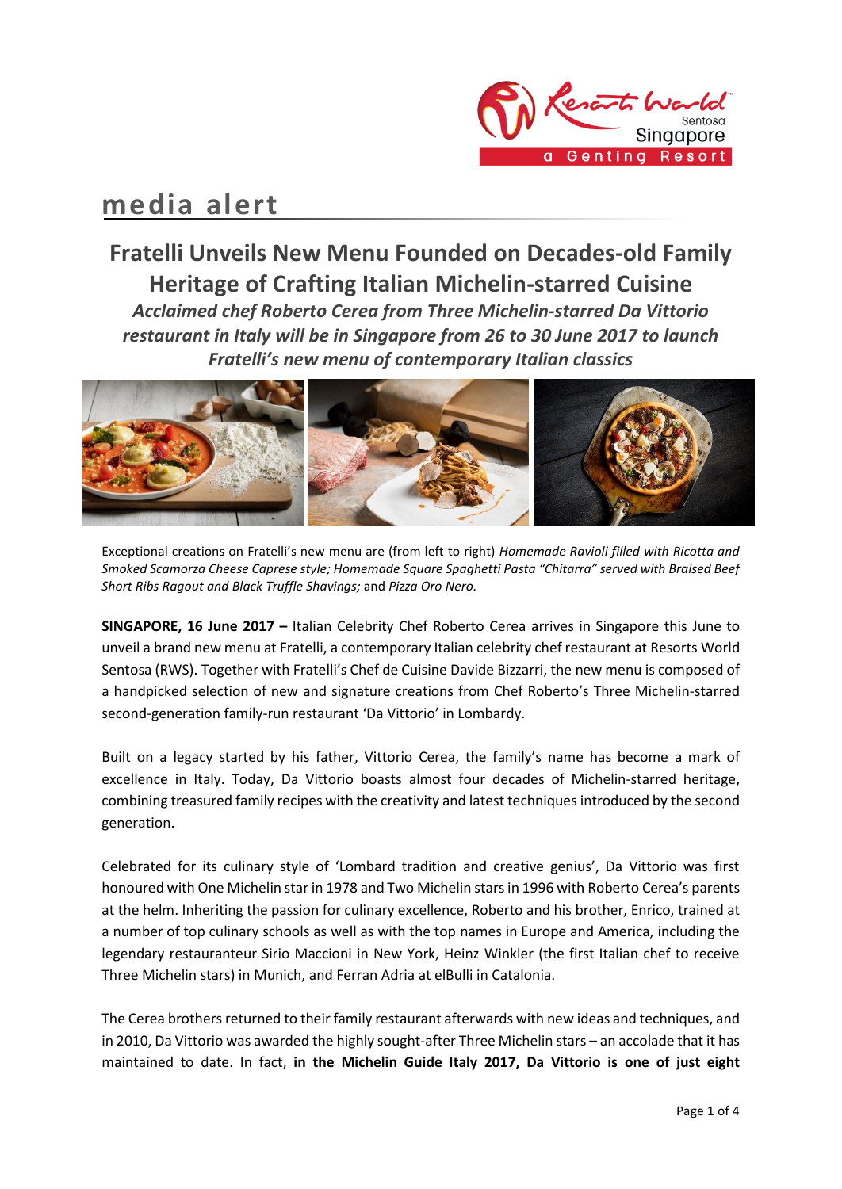# media alert

## Fratelli Unveils New Menu Founded on Decades-old Family Heritage of Crafting Italian Michelin-starred Cuisine

***Acclaimed chef Roberto Cerea from Three Michelin-starred Da Vittorio restaurant in Italy will be in Singapore from 26 to 30 June 2017 to launch Fratelli's new menu of contemporary Italian classics***

Exceptional creations on Fratelli's new menu are (from left to right) *Homemade Ravioli filled with Ricotta and Smoked Scamorza Cheese Caprese style; Homemade Square Spaghetti Pasta "Chitarra" served with Braised Beef Short Ribs Ragout and Black Truffle Shavings;* and *Pizza Oro Nero.*

**SINGAPORE, 16 June 2017 –** Italian Celebrity Chef Roberto Cerea arrives in Singapore this June to unveil a brand new menu at Fratelli, a contemporary Italian celebrity chef restaurant at Resorts World Sentosa (RWS). Together with Fratelli's Chef de Cuisine Davide Bizzarri, the new menu is composed of a handpicked selection of new and signature creations from Chef Roberto's Three Michelin-starred second-generation family-run restaurant 'Da Vittorio' in Lombardy.

Built on a legacy started by his father, Vittorio Cerea, the family's name has become a mark of excellence in Italy. Today, Da Vittorio boasts almost four decades of Michelin-starred heritage, combining treasured family recipes with the creativity and latest techniques introduced by the second generation.

Celebrated for its culinary style of 'Lombard tradition and creative genius', Da Vittorio was first honoured with One Michelin star in 1978 and Two Michelin stars in 1996 with Roberto Cerea's parents at the helm. Inheriting the passion for culinary excellence, Roberto and his brother, Enrico, trained at a number of top culinary schools as well as with the top names in Europe and America, including the legendary restauranteur Sirio Maccioni in New York, Heinz Winkler (the first Italian chef to receive Three Michelin stars) in Munich, and Ferran Adria at elBulli in Catalonia.

The Cerea brothers returned to their family restaurant afterwards with new ideas and techniques, and in 2010, Da Vittorio was awarded the highly sought-after Three Michelin stars – an accolade that it has maintained to date. In fact, **in the Michelin Guide Italy 2017, Da Vittorio is one of just eight**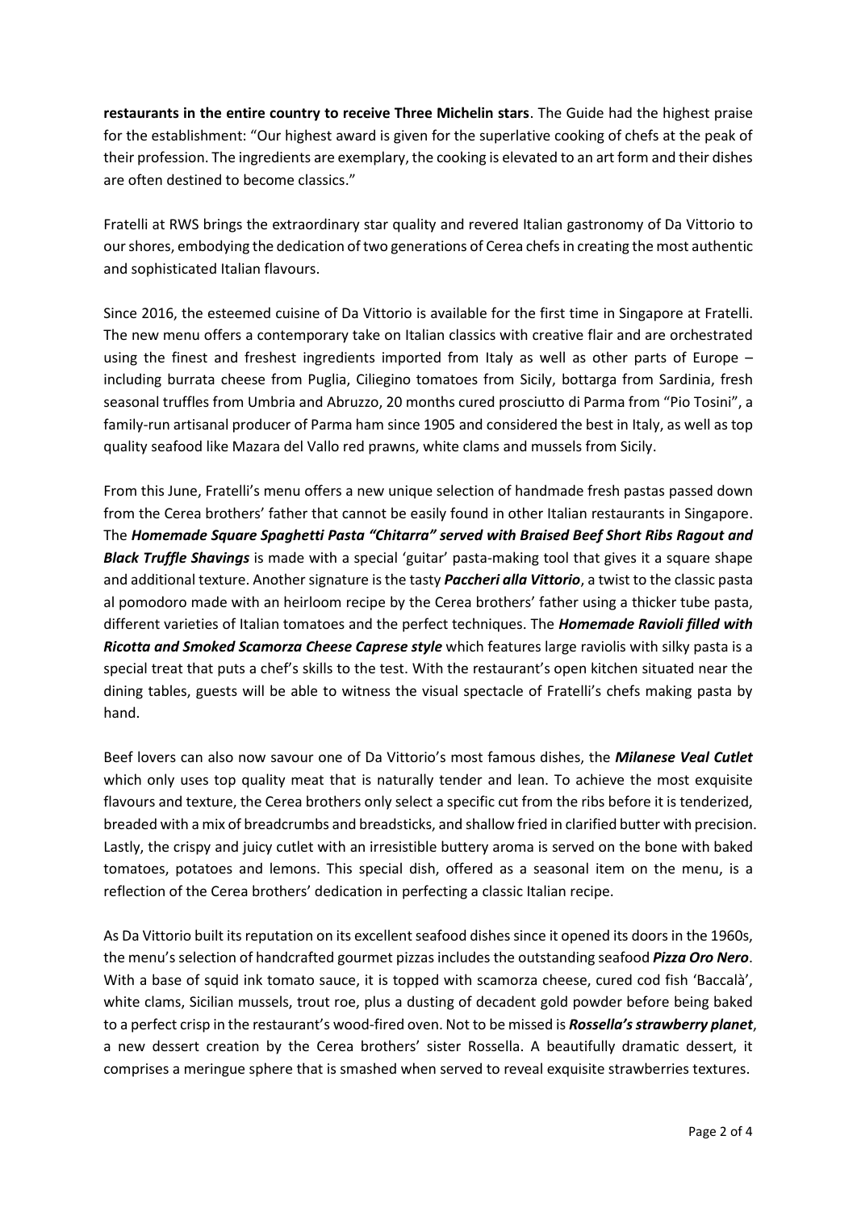**restaurants in the entire country to receive Three Michelin stars**. The Guide had the highest praise for the establishment: "Our highest award is given for the superlative cooking of chefs at the peak of their profession. The ingredients are exemplary, the cooking is elevated to an art form and their dishes are often destined to become classics."

Fratelli at RWS brings the extraordinary star quality and revered Italian gastronomy of Da Vittorio to our shores, embodying the dedication of two generations of Cerea chefs in creating the most authentic and sophisticated Italian flavours.

Since 2016, the esteemed cuisine of Da Vittorio is available for the first time in Singapore at Fratelli. The new menu offers a contemporary take on Italian classics with creative flair and are orchestrated using the finest and freshest ingredients imported from Italy as well as other parts of Europe – including burrata cheese from Puglia, Ciliegino tomatoes from Sicily, bottarga from Sardinia, fresh seasonal truffles from Umbria and Abruzzo, 20 months cured prosciutto di Parma from "Pio Tosini", a family-run artisanal producer of Parma ham since 1905 and considered the best in Italy, as well as top quality seafood like Mazara del Vallo red prawns, white clams and mussels from Sicily.

From this June, Fratelli's menu offers a new unique selection of handmade fresh pastas passed down from the Cerea brothers' father that cannot be easily found in other Italian restaurants in Singapore. The ***Homemade Square Spaghetti Pasta "Chitarra" served with Braised Beef Short Ribs Ragout and Black Truffle Shavings*** is made with a special 'guitar' pasta-making tool that gives it a square shape and additional texture. Another signature is the tasty ***Paccheri alla Vittorio***, a twist to the classic pasta al pomodoro made with an heirloom recipe by the Cerea brothers' father using a thicker tube pasta, different varieties of Italian tomatoes and the perfect techniques. The ***Homemade Ravioli filled with Ricotta and Smoked Scamorza Cheese Caprese style*** which features large raviolis with silky pasta is a special treat that puts a chef's skills to the test. With the restaurant's open kitchen situated near the dining tables, guests will be able to witness the visual spectacle of Fratelli's chefs making pasta by hand.

Beef lovers can also now savour one of Da Vittorio's most famous dishes, the ***Milanese Veal Cutlet*** which only uses top quality meat that is naturally tender and lean. To achieve the most exquisite flavours and texture, the Cerea brothers only select a specific cut from the ribs before it is tenderized, breaded with a mix of breadcrumbs and breadsticks, and shallow fried in clarified butter with precision. Lastly, the crispy and juicy cutlet with an irresistible buttery aroma is served on the bone with baked tomatoes, potatoes and lemons. This special dish, offered as a seasonal item on the menu, is a reflection of the Cerea brothers' dedication in perfecting a classic Italian recipe.

As Da Vittorio built its reputation on its excellent seafood dishes since it opened its doors in the 1960s, the menu's selection of handcrafted gourmet pizzas includes the outstanding seafood ***Pizza Oro Nero***. With a base of squid ink tomato sauce, it is topped with scamorza cheese, cured cod fish 'Baccalà', white clams, Sicilian mussels, trout roe, plus a dusting of decadent gold powder before being baked to a perfect crisp in the restaurant's wood-fired oven. Not to be missed is ***Rossella's strawberry planet***, a new dessert creation by the Cerea brothers' sister Rossella. A beautifully dramatic dessert, it comprises a meringue sphere that is smashed when served to reveal exquisite strawberries textures.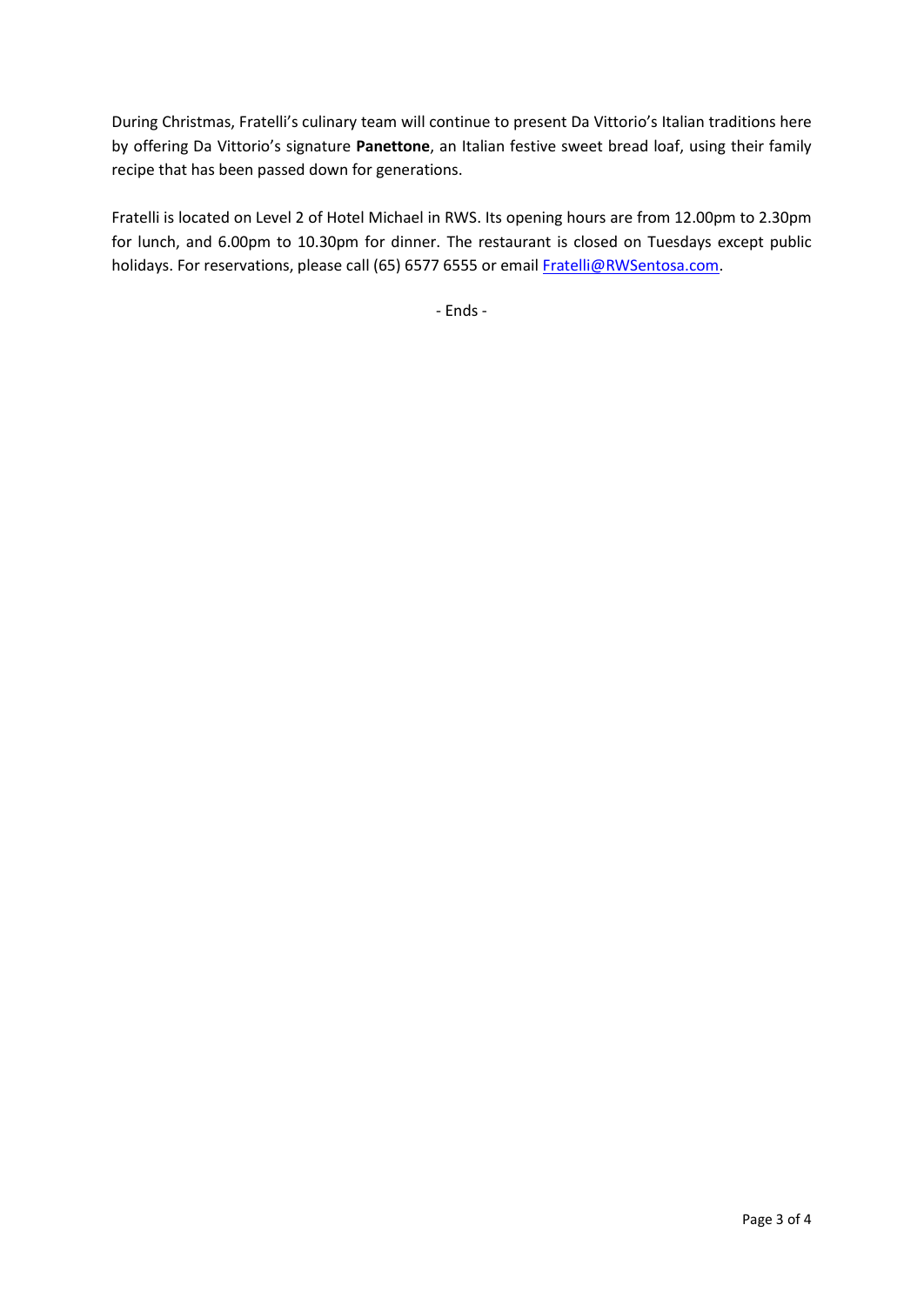During Christmas, Fratelli's culinary team will continue to present Da Vittorio's Italian traditions here by offering Da Vittorio's signature **Panettone**, an Italian festive sweet bread loaf, using their family recipe that has been passed down for generations.

Fratelli is located on Level 2 of Hotel Michael in RWS. Its opening hours are from 12.00pm to 2.30pm for lunch, and 6.00pm to 10.30pm for dinner. The restaurant is closed on Tuesdays except public holidays. For reservations, please call (65) 6577 6555 or email Fratelli@RWSentosa.com.

- Ends -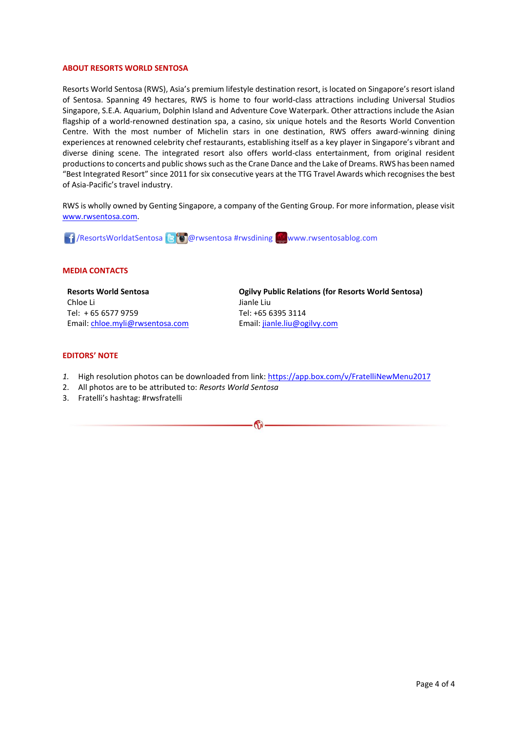**ABOUT RESORTS WORLD SENTOSA**

Resorts World Sentosa (RWS), Asia's premium lifestyle destination resort, is located on Singapore's resort island of Sentosa. Spanning 49 hectares, RWS is home to four world-class attractions including Universal Studios Singapore, S.E.A. Aquarium, Dolphin Island and Adventure Cove Waterpark. Other attractions include the Asian flagship of a world-renowned destination spa, a casino, six unique hotels and the Resorts World Convention Centre. With the most number of Michelin stars in one destination, RWS offers award-winning dining experiences at renowned celebrity chef restaurants, establishing itself as a key player in Singapore's vibrant and diverse dining scene. The integrated resort also offers world-class entertainment, from original resident productions to concerts and public shows such as the Crane Dance and the Lake of Dreams. RWS has been named "Best Integrated Resort" since 2011 for six consecutive years at the TTG Travel Awards which recognises the best of Asia-Pacific's travel industry.

RWS is wholly owned by Genting Singapore, a company of the Genting Group. For more information, please visit www.rwsentosa.com.

/ResortsWorldatSentosa @rwsentosa #rwsdining www.rwsentosablog.com

**MEDIA CONTACTS**

**Resorts World Sentosa**
Chloe Li
Tel: + 65 6577 9759
Email: chloe.myli@rwsentosa.com

**Ogilvy Public Relations (for Resorts World Sentosa)**
Jianle Liu
Tel: +65 6395 3114
Email: jianle.liu@ogilvy.com

**EDITORS' NOTE**

1. High resolution photos can be downloaded from link: https://app.box.com/v/FratelliNewMenu2017
2. All photos are to be attributed to: *Resorts World Sentosa*
3. Fratelli's hashtag: #rwsfratelli